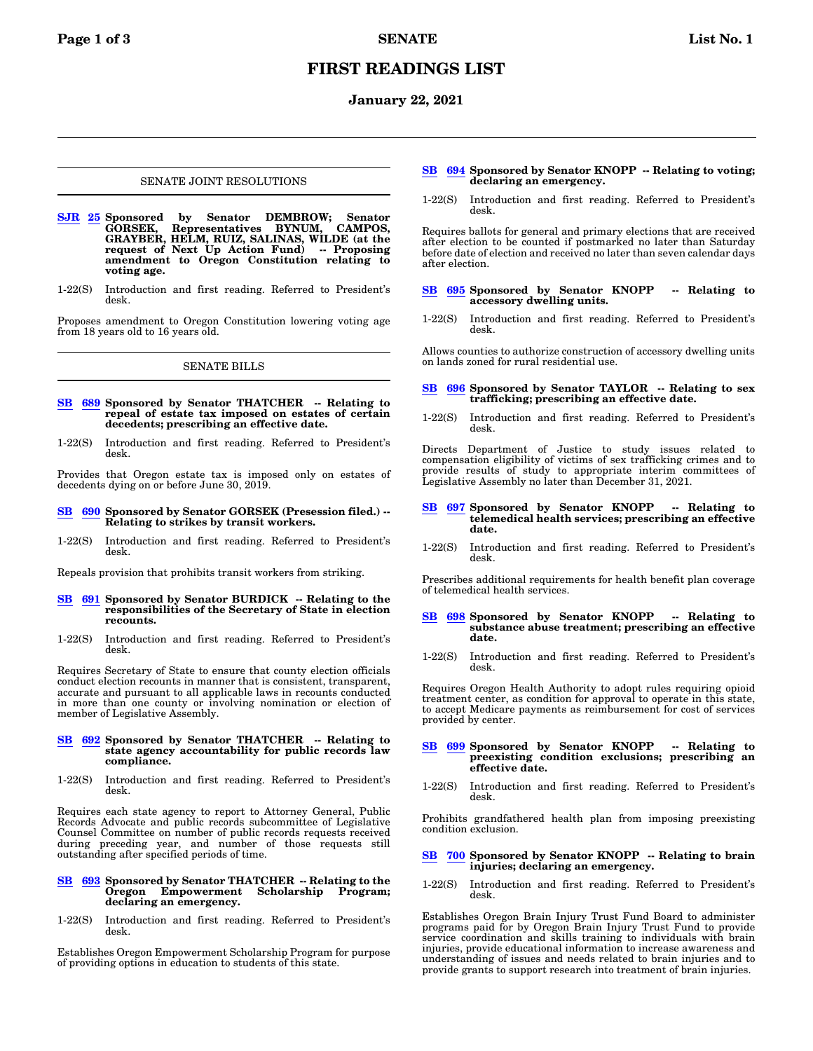# FIRST READINGS LIST

## January 22, 2021

### SENATE JOINT RESOLUTIONS

**SJR 25 Sponsored by Senator DEMBROW; Senator GORSEK, Representatives BYNUM, CAMPOS, GRAYBER, HELM, RUIZ, SALINAS, WILDE (at the request of Next Up Action Fund) -- Proposing amendment to Oregon Constitution relating to voting age.**

1-22(S) Introduction and first reading. Referred to President's desk.

Proposes amendment to Oregon Constitution lowering voting age from 18 years old to 16 years old.

### SENATE BILLS

**SB 689 Sponsored by Senator THATCHER -- Relating to repeal of estate tax imposed on estates of certain decedents; prescribing an effective date.**

1-22(S) Introduction and first reading. Referred to President's desk.

Provides that Oregon estate tax is imposed only on estates of decedents dying on or before June 30, 2019.

**SB 690 Sponsored by Senator GORSEK (Presession filed.) -- Relating to strikes by transit workers.**

1-22(S) Introduction and first reading. Referred to President's desk.

Repeals provision that prohibits transit workers from striking.

**SB 691 Sponsored by Senator BURDICK -- Relating to the responsibilities of the Secretary of State in election recounts.**

1-22(S) Introduction and first reading. Referred to President's desk.

Requires Secretary of State to ensure that county election officials conduct election recounts in manner that is consistent, transparent, accurate and pursuant to all applicable laws in recounts conducted in more than one county or involving nomination or election of member of Legislative Assembly.

**SB 692 Sponsored by Senator THATCHER -- Relating to state agency accountability for public records law compliance.**

1-22(S) Introduction and first reading. Referred to President's desk.

Requires each state agency to report to Attorney General, Public Records Advocate and public records subcommittee of Legislative Counsel Committee on number of public records requests received during preceding year, and number of those requests still outstanding after specified periods of time.

**SB 693 Sponsored by Senator THATCHER -- Relating to the Oregon Empowerment Scholarship Program; declaring an emergency.**

1-22(S) Introduction and first reading. Referred to President's desk.

Establishes Oregon Empowerment Scholarship Program for purpose of providing options in education to students of this state.

**SB 694 Sponsored by Senator KNOPP -- Relating to voting; declaring an emergency.**

1-22(S) Introduction and first reading. Referred to President's desk.

Requires ballots for general and primary elections that are received after election to be counted if postmarked no later than Saturday before date of election and received no later than seven calendar days after election.

**SB 695 Sponsored by Senator KNOPP -- Relating to accessory dwelling units.**

1-22(S) Introduction and first reading. Referred to President's desk.

Allows counties to authorize construction of accessory dwelling units on lands zoned for rural residential use.

**SB 696 Sponsored by Senator TAYLOR -- Relating to sex trafficking; prescribing an effective date.**

1-22(S) Introduction and first reading. Referred to President's desk.

Directs Department of Justice to study issues related to compensation eligibility of victims of sex trafficking crimes and to provide results of study to appropriate interim committees of Legislative Assembly no later than December 31, 2021.

**SB 697 Sponsored by Senator KNOPP -- Relating to telemedical health services; prescribing an effective date.**

1-22(S) Introduction and first reading. Referred to President's desk.

Prescribes additional requirements for health benefit plan coverage of telemedical health services.

**SB 698 Sponsored by Senator KNOPP -- Relating to substance abuse treatment; prescribing an effective date.**

1-22(S) Introduction and first reading. Referred to President's desk.

Requires Oregon Health Authority to adopt rules requiring opioid treatment center, as condition for approval to operate in this state, to accept Medicare payments as reimbursement for cost of services provided by center.

**SB 699 Sponsored by Senator KNOPP -- Relating to preexisting condition exclusions; prescribing an effective date.**

1-22(S) Introduction and first reading. Referred to President's desk.

Prohibits grandfathered health plan from imposing preexisting condition exclusion.

**SB 700 Sponsored by Senator KNOPP -- Relating to brain injuries; declaring an emergency.**

1-22(S) Introduction and first reading. Referred to President's desk.

Establishes Oregon Brain Injury Trust Fund Board to administer programs paid for by Oregon Brain Injury Trust Fund to provide service coordination and skills training to individuals with brain injuries, provide educational information to increase awareness and understanding of issues and needs related to brain injuries and to provide grants to support research into treatment of brain injuries.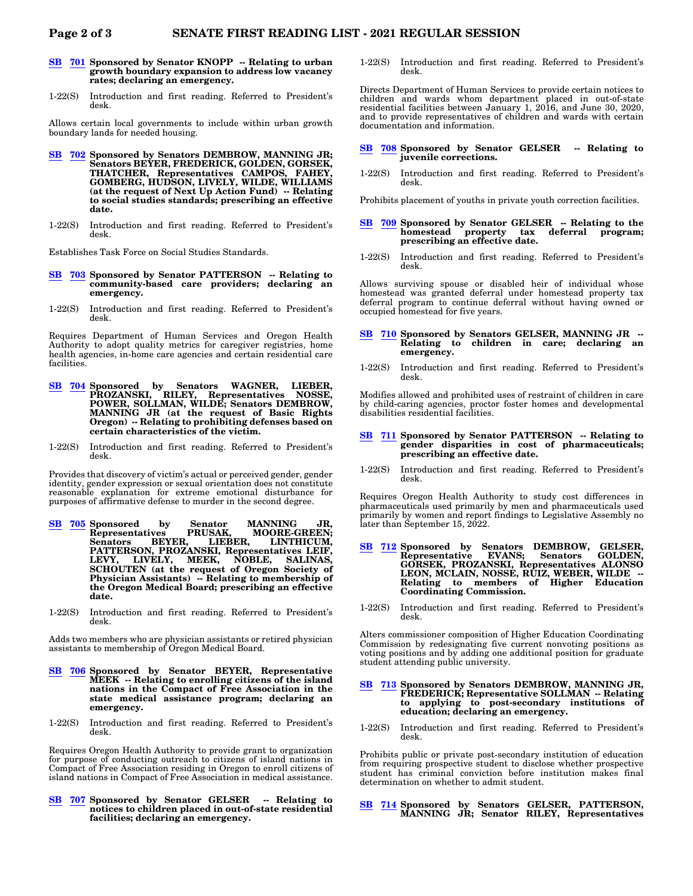**SB 701 Sponsored by Senator KNOPP -- Relating to urban growth boundary expansion to address low vacancy rates; declaring an emergency.**

1-22(S) Introduction and first reading. Referred to President's desk.

Allows certain local governments to include within urban growth boundary lands for needed housing.

**SB 702 Sponsored by Senators DEMBROW, MANNING JR; Senators BEYER, FREDERICK, GOLDEN, GORSEK, THATCHER, Representatives CAMPOS, FAHEY, GOMBERG, HUDSON, LIVELY, WILDE, WILLIAMS (at the request of Next Up Action Fund) -- Relating to social studies standards; prescribing an effective date.**

1-22(S) Introduction and first reading. Referred to President's desk.

Establishes Task Force on Social Studies Standards.

**SB 703 Sponsored by Senator PATTERSON -- Relating to community-based care providers; declaring an emergency.**

1-22(S) Introduction and first reading. Referred to President's desk.

Requires Department of Human Services and Oregon Health Authority to adopt quality metrics for caregiver registries, home health agencies, in-home care agencies and certain residential care facilities.

**SB 704 Sponsored by Senators WAGNER, LIEBER, PROZANSKI, RILEY, Representatives NOSSE, POWER, SOLLMAN, WILDE; Senators DEMBROW, MANNING JR (at the request of Basic Rights Oregon) -- Relating to prohibiting defenses based on certain characteristics of the victim.**

1-22(S) Introduction and first reading. Referred to President's desk.

Provides that discovery of victim's actual or perceived gender, gender identity, gender expression or sexual orientation does not constitute reasonable explanation for extreme emotional disturbance for purposes of affirmative defense to murder in the second degree.

**SB 705 Sponsored by Senator MANNING JR, Representatives PRUSAK, MOORE-GREEN; Senators BEYER, LIEBER, LINTHICUM, PATTERSON, PROZANSKI, Representatives LEIF, LEVY, LIVELY, MEEK, NOBLE, SALINAS, SCHOUTEN (at the request of Oregon Society of Physician Assistants) -- Relating to membership of the Oregon Medical Board; prescribing an effective date.**

1-22(S) Introduction and first reading. Referred to President's desk.

Adds two members who are physician assistants or retired physician assistants to membership of Oregon Medical Board.

**SB 706 Sponsored by Senator BEYER, Representative MEEK -- Relating to enrolling citizens of the island nations in the Compact of Free Association in the state medical assistance program; declaring an emergency.**

1-22(S) Introduction and first reading. Referred to President's desk.

Requires Oregon Health Authority to provide grant to organization for purpose of conducting outreach to citizens of island nations in Compact of Free Association residing in Oregon to enroll citizens of island nations in Compact of Free Association in medical assistance.

**SB 707 Sponsored by Senator GELSER -- Relating to notices to children placed in out-of-state residential facilities; declaring an emergency.**

1-22(S) Introduction and first reading. Referred to President's desk.

Directs Department of Human Services to provide certain notices to children and wards whom department placed in out-of-state residential facilities between January 1, 2016, and June 30, 2020, and to provide representatives of children and wards with certain documentation and information.

**SB 708 Sponsored by Senator GELSER -- Relating to juvenile corrections.**

1-22(S) Introduction and first reading. Referred to President's desk.

Prohibits placement of youths in private youth correction facilities.

**SB 709 Sponsored by Senator GELSER -- Relating to the homestead property tax deferral program; prescribing an effective date.**

1-22(S) Introduction and first reading. Referred to President's desk.

Allows surviving spouse or disabled heir of individual whose homestead was granted deferral under homestead property tax deferral program to continue deferral without having owned or occupied homestead for five years.

**SB 710 Sponsored by Senators GELSER, MANNING JR -- Relating to children in care; declaring an emergency.**

1-22(S) Introduction and first reading. Referred to President's desk.

Modifies allowed and prohibited uses of restraint of children in care by child-caring agencies, proctor foster homes and developmental disabilities residential facilities.

**SB 711 Sponsored by Senator PATTERSON -- Relating to gender disparities in cost of pharmaceuticals; prescribing an effective date.**

1-22(S) Introduction and first reading. Referred to President's desk.

Requires Oregon Health Authority to study cost differences in pharmaceuticals used primarily by men and pharmaceuticals used primarily by women and report findings to Legislative Assembly no later than September 15, 2022.

**SB 712 Sponsored by Senators DEMBROW, GELSER, Representative EVANS; Senators GOLDEN, GORSEK, PROZANSKI, Representatives ALONSO LEON, MCLAIN, NOSSE, RUIZ, WEBER, WILDE -- Relating to members of Higher Education Coordinating Commission.**

1-22(S) Introduction and first reading. Referred to President's desk.

Alters commissioner composition of Higher Education Coordinating Commission by redesignating five current nonvoting positions as voting positions and by adding one additional position for graduate student attending public university.

**SB 713 Sponsored by Senators DEMBROW, MANNING JR, FREDERICK; Representative SOLLMAN -- Relating to applying to post-secondary institutions of education; declaring an emergency.**

1-22(S) Introduction and first reading. Referred to President's desk.

Prohibits public or private post-secondary institution of education from requiring prospective student to disclose whether prospective student has criminal conviction before institution makes final determination on whether to admit student.

**SB 714 Sponsored by Senators GELSER, PATTERSON, MANNING JR; Senator RILEY, Representatives**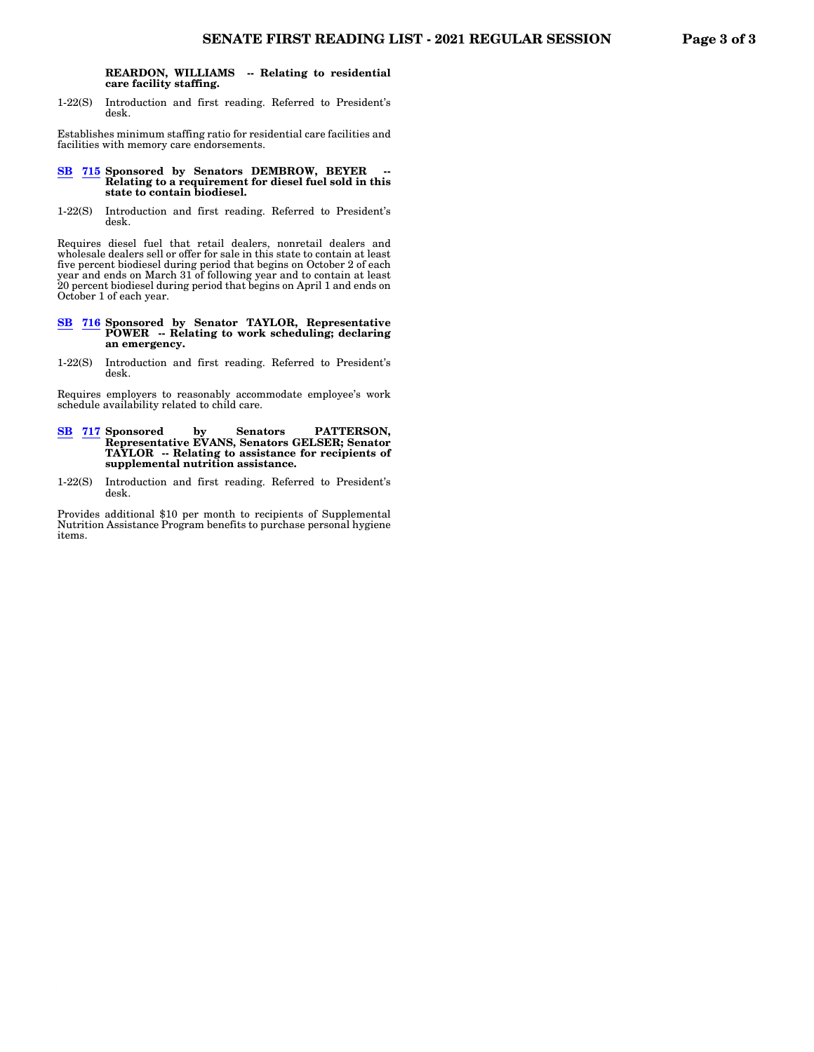**REARDON, WILLIAMS -- Relating to residential care facility staffing.**

1-22(S) Introduction and first reading. Referred to President's desk.

Establishes minimum staffing ratio for residential care facilities and facilities with memory care endorsements.

**SB 715 Sponsored by Senators DEMBROW, BEYER -- Relating to a requirement for diesel fuel sold in this state to contain biodiesel.**

1-22(S) Introduction and first reading. Referred to President's desk.

Requires diesel fuel that retail dealers, nonretail dealers and wholesale dealers sell or offer for sale in this state to contain at least five percent biodiesel during period that begins on October 2 of each year and ends on March 31 of following year and to contain at least 20 percent biodiesel during period that begins on April 1 and ends on October 1 of each year.

**SB 716 Sponsored by Senator TAYLOR, Representative POWER -- Relating to work scheduling; declaring an emergency.**

1-22(S) Introduction and first reading. Referred to President's desk.

Requires employers to reasonably accommodate employee's work schedule availability related to child care.

**SB 717 Sponsored by Senators PATTERSON, Representative EVANS, Senators GELSER; Senator TAYLOR -- Relating to assistance for recipients of supplemental nutrition assistance.**

1-22(S) Introduction and first reading. Referred to President's desk.

Provides additional $10 per month to recipients of Supplemental Nutrition Assistance Program benefits to purchase personal hygiene items.